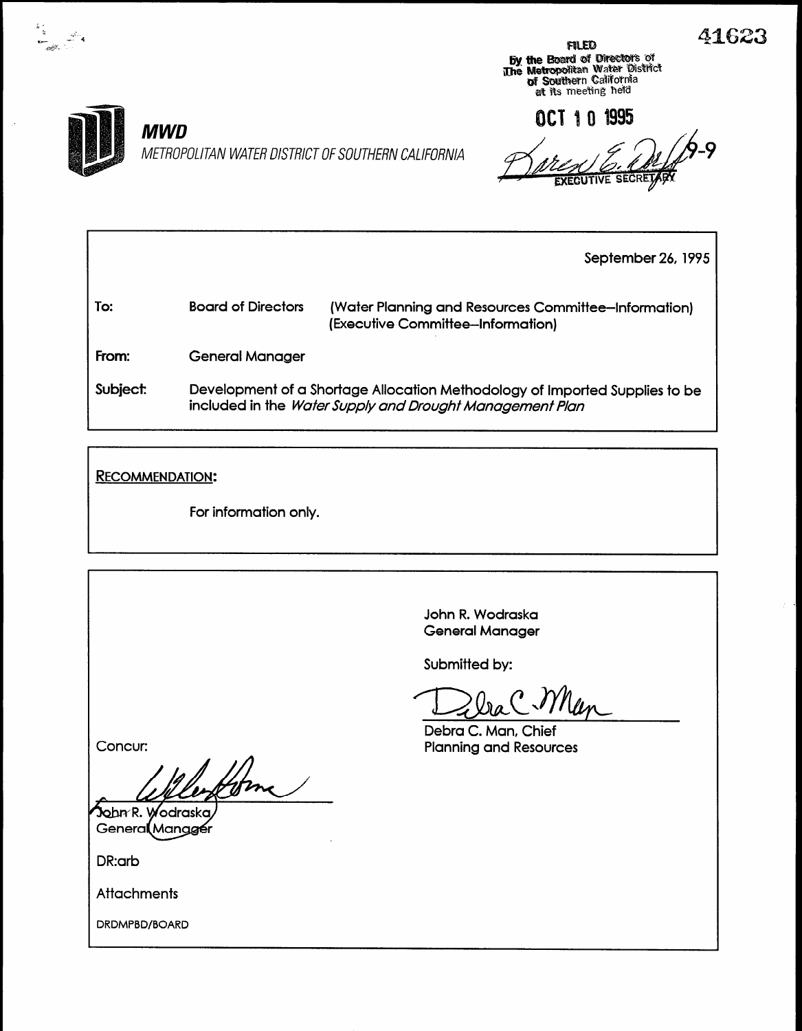41623

FILED
By the Board of Directors of
The Metropolitan Water District
of Southern California
at its meeting held

OCT 10 1995

Karen E. [signature] 9-9
EXECUTIVE SECRETARY

**MWD**
METROPOLITAN WATER DISTRICT OF SOUTHERN CALIFORNIA

September 26, 1995

**To:** Board of Directors (Water Planning and Resources Committee–Information) (Executive Committee–Information)

**From:** General Manager

**Subject:** Development of a Shortage Allocation Methodology of Imported Supplies to be included in the *Water Supply and Drought Management Plan*

**RECOMMENDATION:**

For information only.

John R. Wodraska
General Manager

Submitted by:

[signature]

Debra C. Man, Chief
Planning and Resources

Concur:

[signature]

John R. Wodraska
General Manager

DR:arb

Attachments

DRDMPBD/BOARD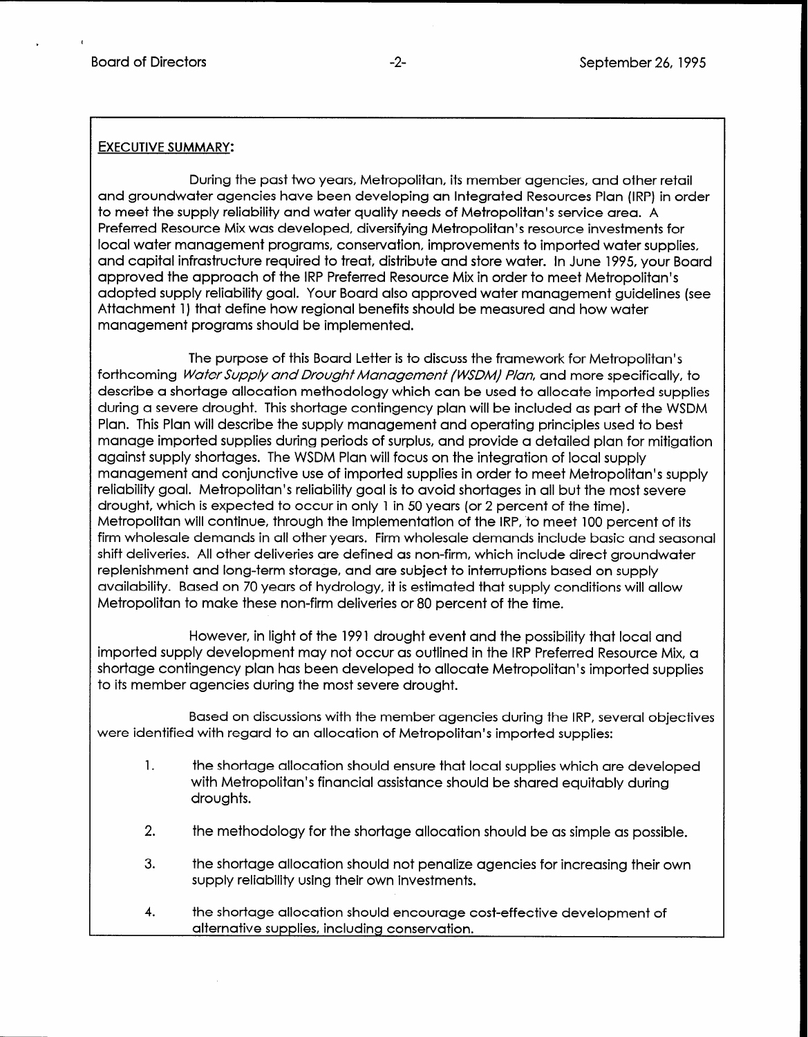## EXECUTIVE SUMMARY:

During the past two years, Metropolitan, its member agencies, and other retail and groundwater agencies have been developing an Integrated Resources Plan (IRP) in order to meet the supply reliability and water quality needs of Metropolitan's service area. A Preferred Resource Mix was developed, diversifying Metropolitan's resource investments for local water management programs, conservation, improvements to imported water supplies, and capital infrastructure required to treat, distribute and store water. In June 1995, your Board approved the approach of the IRP Preferred Resource Mix in order to meet Metropolitan's adopted supply reliability goal. Your Board also approved water management guidelines (see Attachment 1) that define how regional benefits should be measured and how water management programs should be implemented.

The purpose of this Board Letter is to discuss the framework for Metropolitan's forthcoming *Water Supply and Drought Management (WSDM) Plan*, and more specifically, to describe a shortage allocation methodology which can be used to allocate imported supplies during a severe drought. This shortage contingency plan will be included as part of the WSDM Plan. This Plan will describe the supply management and operating principles used to best manage imported supplies during periods of surplus, and provide a detailed plan for mitigation against supply shortages. The WSDM Plan will focus on the integration of local supply management and conjunctive use of imported supplies in order to meet Metropolitan's supply reliability goal. Metropolitan's reliability goal is to avoid shortages in all but the most severe drought, which is expected to occur in only 1 in 50 years (or 2 percent of the time). Metropolitan will continue, through the implementation of the IRP, to meet 100 percent of its firm wholesale demands in all other years. Firm wholesale demands include basic and seasonal shift deliveries. All other deliveries are defined as non-firm, which include direct groundwater replenishment and long-term storage, and are subject to interruptions based on supply availability. Based on 70 years of hydrology, it is estimated that supply conditions will allow Metropolitan to make these non-firm deliveries or 80 percent of the time.

However, in light of the 1991 drought event and the possibility that local and imported supply development may not occur as outlined in the IRP Preferred Resource Mix, a shortage contingency plan has been developed to allocate Metropolitan's imported supplies to its member agencies during the most severe drought.

Based on discussions with the member agencies during the IRP, several objectives were identified with regard to an allocation of Metropolitan's imported supplies:

1. the shortage allocation should ensure that local supplies which are developed with Metropolitan's financial assistance should be shared equitably during droughts.

2. the methodology for the shortage allocation should be as simple as possible.

3. the shortage allocation should not penalize agencies for increasing their own supply reliability using their own investments.

4. the shortage allocation should encourage cost-effective development of alternative supplies, including conservation.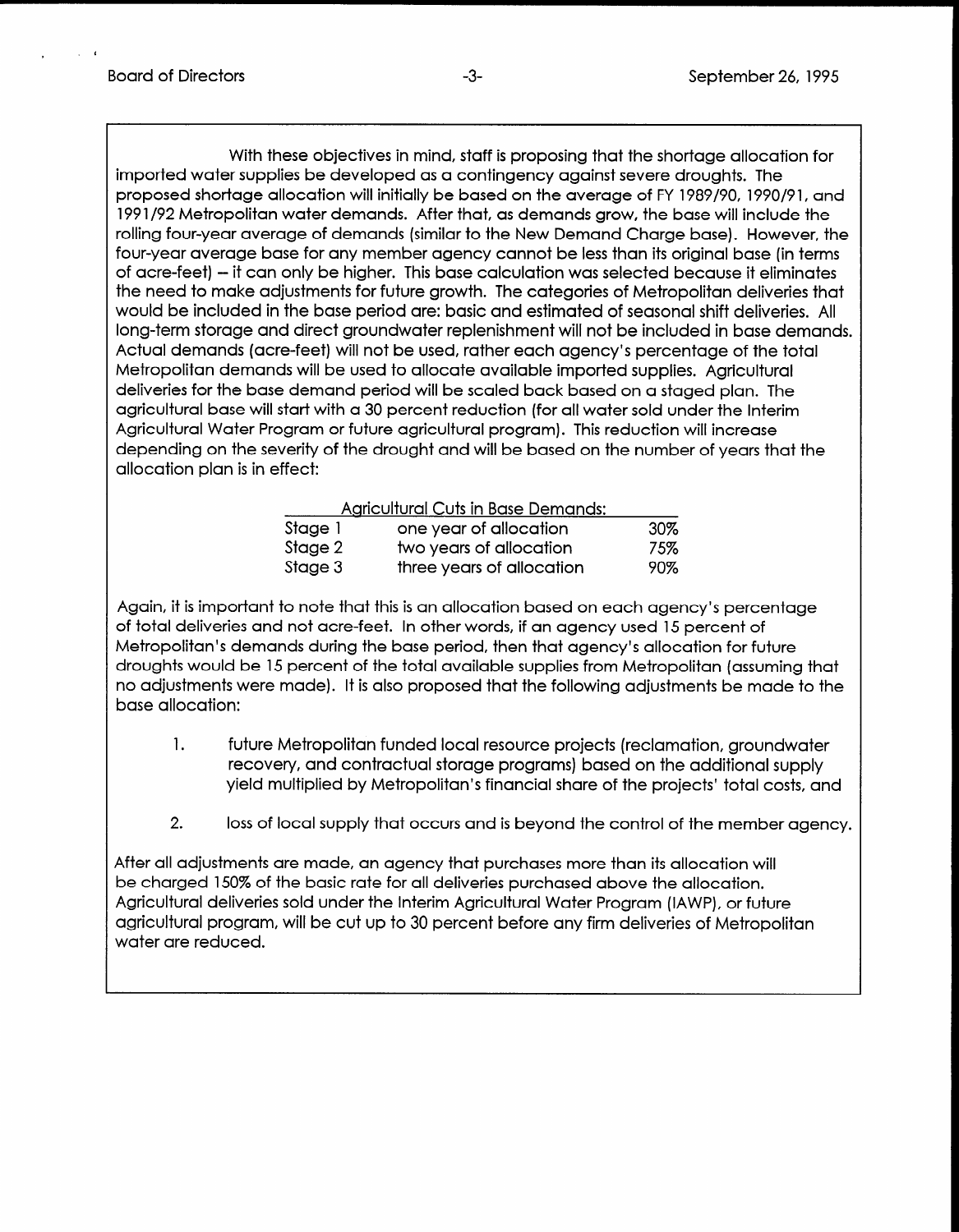With these objectives in mind, staff is proposing that the shortage allocation for imported water supplies be developed as a contingency against severe droughts. The proposed shortage allocation will initially be based on the average of FY 1989/90, 1990/91, and 1991/92 Metropolitan water demands. After that, as demands grow, the base will include the rolling four-year average of demands (similar to the New Demand Charge base). However, the four-year average base for any member agency cannot be less than its original base (in terms of acre-feet) – it can only be higher. This base calculation was selected because it eliminates the need to make adjustments for future growth. The categories of Metropolitan deliveries that would be included in the base period are: basic and estimated of seasonal shift deliveries. All long-term storage and direct groundwater replenishment will not be included in base demands. Actual demands (acre-feet) will not be used, rather each agency's percentage of the total Metropolitan demands will be used to allocate available imported supplies. Agricultural deliveries for the base demand period will be scaled back based on a staged plan. The agricultural base will start with a 30 percent reduction (for all water sold under the Interim Agricultural Water Program or future agricultural program). This reduction will increase depending on the severity of the drought and will be based on the number of years that the allocation plan is in effect:

| Agricultural Cuts in Base Demands: | | |
|---|---|---|
| Stage 1 | one year of allocation | 30% |
| Stage 2 | two years of allocation | 75% |
| Stage 3 | three years of allocation | 90% |

Again, it is important to note that this is an allocation based on each agency's percentage of total deliveries and not acre-feet. In other words, if an agency used 15 percent of Metropolitan's demands during the base period, then that agency's allocation for future droughts would be 15 percent of the total available supplies from Metropolitan (assuming that no adjustments were made). It is also proposed that the following adjustments be made to the base allocation:

1. future Metropolitan funded local resource projects (reclamation, groundwater recovery, and contractual storage programs) based on the additional supply yield multiplied by Metropolitan's financial share of the projects' total costs, and

2. loss of local supply that occurs and is beyond the control of the member agency.

After all adjustments are made, an agency that purchases more than its allocation will be charged 150% of the basic rate for all deliveries purchased above the allocation. Agricultural deliveries sold under the Interim Agricultural Water Program (IAWP), or future agricultural program, will be cut up to 30 percent before any firm deliveries of Metropolitan water are reduced.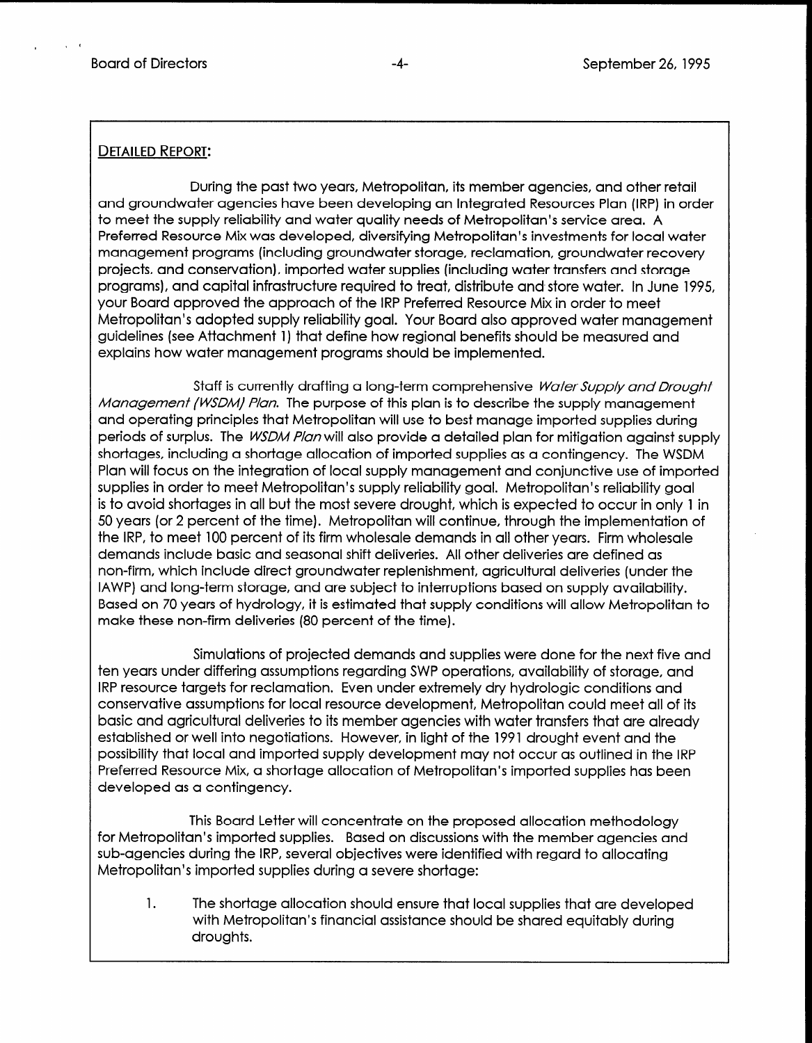## DETAILED REPORT:

During the past two years, Metropolitan, its member agencies, and other retail and groundwater agencies have been developing an Integrated Resources Plan (IRP) in order to meet the supply reliability and water quality needs of Metropolitan's service area. A Preferred Resource Mix was developed, diversifying Metropolitan's investments for local water management programs (including groundwater storage, reclamation, groundwater recovery projects, and conservation), imported water supplies (including water transfers and storage programs), and capital infrastructure required to treat, distribute and store water. In June 1995, your Board approved the approach of the IRP Preferred Resource Mix in order to meet Metropolitan's adopted supply reliability goal. Your Board also approved water management guidelines (see Attachment 1) that define how regional benefits should be measured and explains how water management programs should be implemented.

Staff is currently drafting a long-term comprehensive *Water Supply and Drought Management (WSDM) Plan*. The purpose of this plan is to describe the supply management and operating principles that Metropolitan will use to best manage imported supplies during periods of surplus. The *WSDM Plan* will also provide a detailed plan for mitigation against supply shortages, including a shortage allocation of imported supplies as a contingency. The WSDM Plan will focus on the integration of local supply management and conjunctive use of imported supplies in order to meet Metropolitan's supply reliability goal. Metropolitan's reliability goal is to avoid shortages in all but the most severe drought, which is expected to occur in only 1 in 50 years (or 2 percent of the time). Metropolitan will continue, through the implementation of the IRP, to meet 100 percent of its firm wholesale demands in all other years. Firm wholesale demands include basic and seasonal shift deliveries. All other deliveries are defined as non-firm, which include direct groundwater replenishment, agricultural deliveries (under the IAWP) and long-term storage, and are subject to interruptions based on supply availability. Based on 70 years of hydrology, it is estimated that supply conditions will allow Metropolitan to make these non-firm deliveries (80 percent of the time).

Simulations of projected demands and supplies were done for the next five and ten years under differing assumptions regarding SWP operations, availability of storage, and IRP resource targets for reclamation. Even under extremely dry hydrologic conditions and conservative assumptions for local resource development, Metropolitan could meet all of its basic and agricultural deliveries to its member agencies with water transfers that are already established or well into negotiations. However, in light of the 1991 drought event and the possibility that local and imported supply development may not occur as outlined in the IRP Preferred Resource Mix, a shortage allocation of Metropolitan's imported supplies has been developed as a contingency.

This Board Letter will concentrate on the proposed allocation methodology for Metropolitan's imported supplies. Based on discussions with the member agencies and sub-agencies during the IRP, several objectives were identified with regard to allocating Metropolitan's imported supplies during a severe shortage:

1. The shortage allocation should ensure that local supplies that are developed with Metropolitan's financial assistance should be shared equitably during droughts.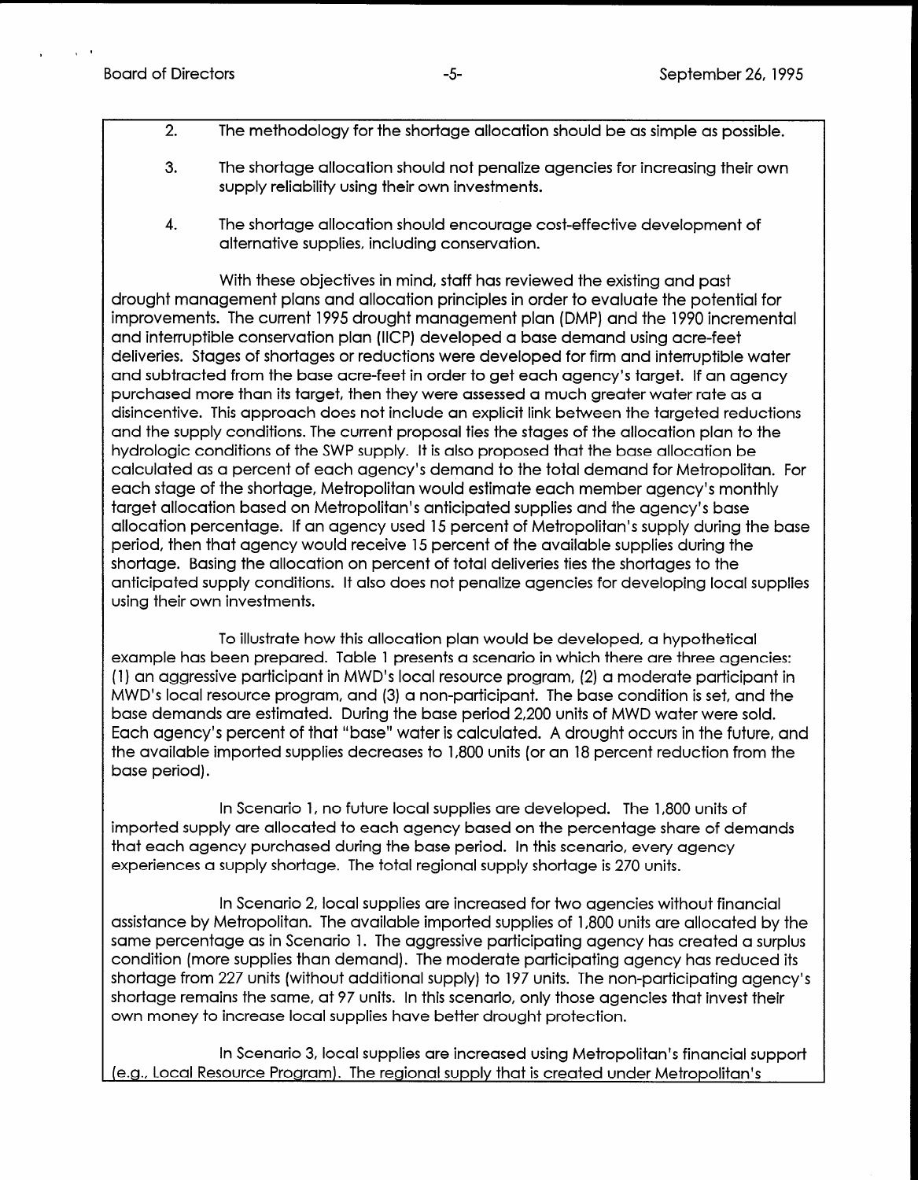2. The methodology for the shortage allocation should be as simple as possible.

3. The shortage allocation should not penalize agencies for increasing their own supply reliability using their own investments.

4. The shortage allocation should encourage cost-effective development of alternative supplies, including conservation.

With these objectives in mind, staff has reviewed the existing and past drought management plans and allocation principles in order to evaluate the potential for improvements. The current 1995 drought management plan (DMP) and the 1990 incremental and interruptible conservation plan (IICP) developed a base demand using acre-feet deliveries. Stages of shortages or reductions were developed for firm and interruptible water and subtracted from the base acre-feet in order to get each agency's target. If an agency purchased more than its target, then they were assessed a much greater water rate as a disincentive. This approach does not include an explicit link between the targeted reductions and the supply conditions. The current proposal ties the stages of the allocation plan to the hydrologic conditions of the SWP supply. It is also proposed that the base allocation be calculated as a percent of each agency's demand to the total demand for Metropolitan. For each stage of the shortage, Metropolitan would estimate each member agency's monthly target allocation based on Metropolitan's anticipated supplies and the agency's base allocation percentage. If an agency used 15 percent of Metropolitan's supply during the base period, then that agency would receive 15 percent of the available supplies during the shortage. Basing the allocation on percent of total deliveries ties the shortages to the anticipated supply conditions. It also does not penalize agencies for developing local supplies using their own investments.

To illustrate how this allocation plan would be developed, a hypothetical example has been prepared. Table 1 presents a scenario in which there are three agencies: (1) an aggressive participant in MWD's local resource program, (2) a moderate participant in MWD's local resource program, and (3) a non-participant. The base condition is set, and the base demands are estimated. During the base period 2,200 units of MWD water were sold. Each agency's percent of that "base" water is calculated. A drought occurs in the future, and the available imported supplies decreases to 1,800 units (or an 18 percent reduction from the base period).

In Scenario 1, no future local supplies are developed. The 1,800 units of imported supply are allocated to each agency based on the percentage share of demands that each agency purchased during the base period. In this scenario, every agency experiences a supply shortage. The total regional supply shortage is 270 units.

In Scenario 2, local supplies are increased for two agencies without financial assistance by Metropolitan. The available imported supplies of 1,800 units are allocated by the same percentage as in Scenario 1. The aggressive participating agency has created a surplus condition (more supplies than demand). The moderate participating agency has reduced its shortage from 227 units (without additional supply) to 197 units. The non-participating agency's shortage remains the same, at 97 units. In this scenario, only those agencies that invest their own money to increase local supplies have better drought protection.

In Scenario 3, local supplies are increased using Metropolitan's financial support (e.g., Local Resource Program). The regional supply that is created under Metropolitan's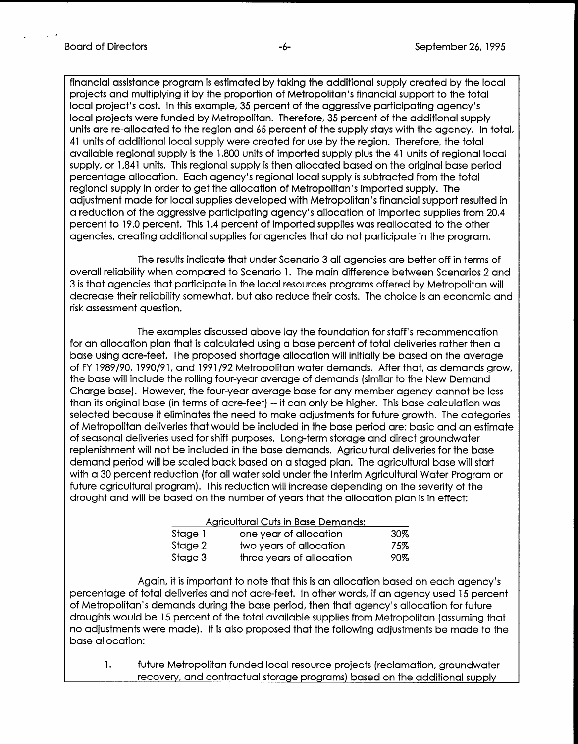financial assistance program is estimated by taking the additional supply created by the local projects and multiplying it by the proportion of Metropolitan's financial support to the total local project's cost. In this example, 35 percent of the aggressive participating agency's local projects were funded by Metropolitan. Therefore, 35 percent of the additional supply units are re-allocated to the region and 65 percent of the supply stays with the agency. In total, 41 units of additional local supply were created for use by the region. Therefore, the total available regional supply is the 1,800 units of imported supply plus the 41 units of regional local supply, or 1,841 units. This regional supply is then allocated based on the original base period percentage allocation. Each agency's regional local supply is subtracted from the total regional supply in order to get the allocation of Metropolitan's imported supply. The adjustment made for local supplies developed with Metropolitan's financial support resulted in a reduction of the aggressive participating agency's allocation of imported supplies from 20.4 percent to 19.0 percent. This 1.4 percent of imported supplies was reallocated to the other agencies, creating additional supplies for agencies that do not participate in the program.

The results indicate that under Scenario 3 all agencies are better off in terms of overall reliability when compared to Scenario 1. The main difference between Scenarios 2 and 3 is that agencies that participate in the local resources programs offered by Metropolitan will decrease their reliability somewhat, but also reduce their costs. The choice is an economic and risk assessment question.

The examples discussed above lay the foundation for staff's recommendation for an allocation plan that is calculated using a base percent of total deliveries rather then a base using acre-feet. The proposed shortage allocation will initially be based on the average of FY 1989/90, 1990/91, and 1991/92 Metropolitan water demands. After that, as demands grow, the base will include the rolling four-year average of demands (similar to the New Demand Charge base). However, the four-year average base for any member agency cannot be less than its original base (in terms of acre-feet) -- it can only be higher. This base calculation was selected because it eliminates the need to make adjustments for future growth. The categories of Metropolitan deliveries that would be included in the base period are: basic and an estimate of seasonal deliveries used for shift purposes. Long-term storage and direct groundwater replenishment will not be included in the base demands. Agricultural deliveries for the base demand period will be scaled back based on a staged plan. The agricultural base will start with a 30 percent reduction (for all water sold under the Interim Agricultural Water Program or future agricultural program). This reduction will increase depending on the severity of the drought and will be based on the number of years that the allocation plan is in effect:

| Agricultural Cuts in Base Demands: | | |
|---|---|---|
| Stage 1 | one year of allocation | 30% |
| Stage 2 | two years of allocation | 75% |
| Stage 3 | three years of allocation | 90% |

Again, it is important to note that this is an allocation based on each agency's percentage of total deliveries and not acre-feet. In other words, if an agency used 15 percent of Metropolitan's demands during the base period, then that agency's allocation for future droughts would be 15 percent of the total available supplies from Metropolitan (assuming that no adjustments were made). It is also proposed that the following adjustments be made to the base allocation:

1. future Metropolitan funded local resource projects (reclamation, groundwater recovery, and contractual storage programs) based on the additional supply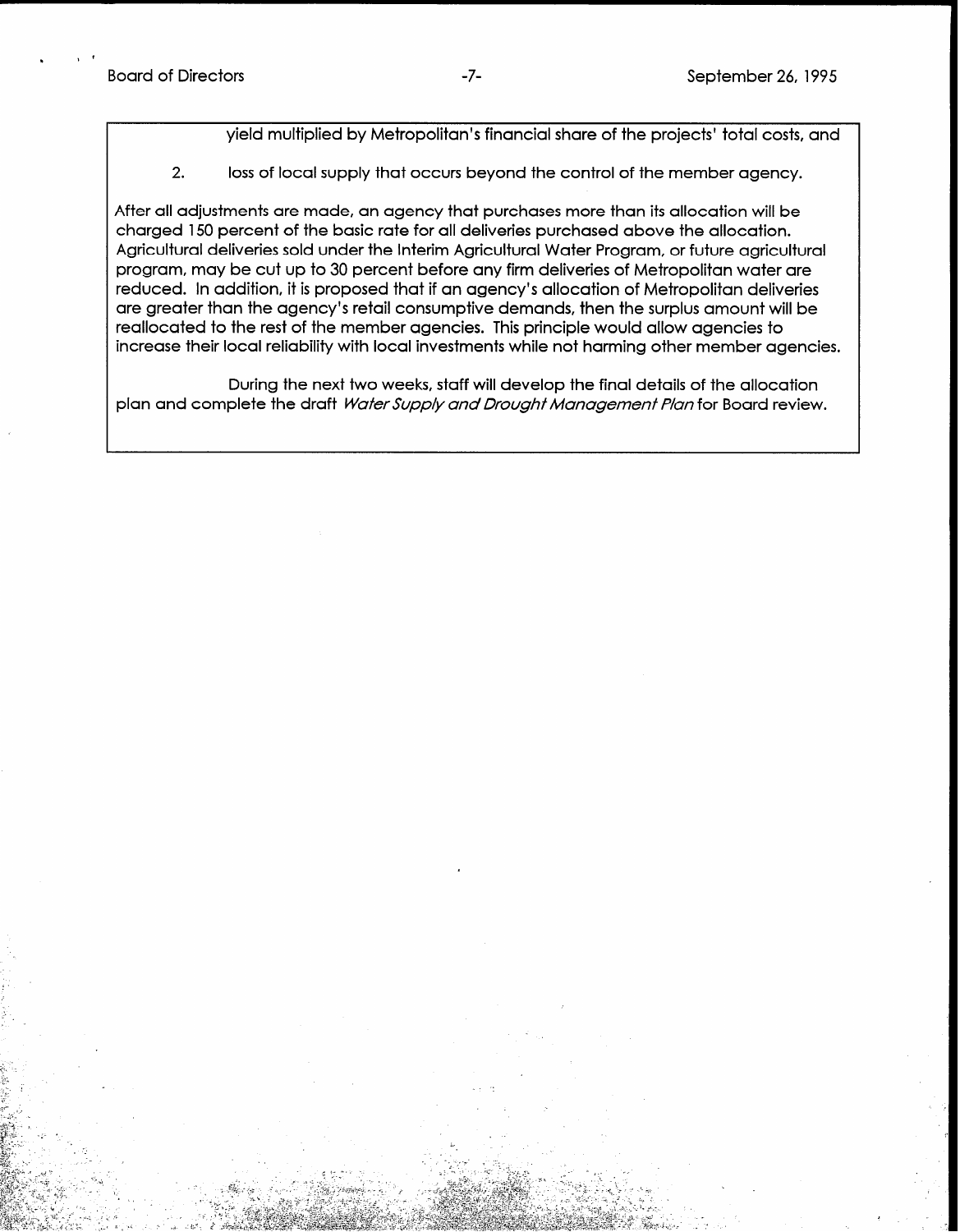yield multiplied by Metropolitan's financial share of the projects' total costs, and

2. loss of local supply that occurs beyond the control of the member agency.

After all adjustments are made, an agency that purchases more than its allocation will be charged 150 percent of the basic rate for all deliveries purchased above the allocation. Agricultural deliveries sold under the Interim Agricultural Water Program, or future agricultural program, may be cut up to 30 percent before any firm deliveries of Metropolitan water are reduced. In addition, it is proposed that if an agency's allocation of Metropolitan deliveries are greater than the agency's retail consumptive demands, then the surplus amount will be reallocated to the rest of the member agencies. This principle would allow agencies to increase their local reliability with local investments while not harming other member agencies.

During the next two weeks, staff will develop the final details of the allocation plan and complete the draft *Water Supply and Drought Management Plan* for Board review.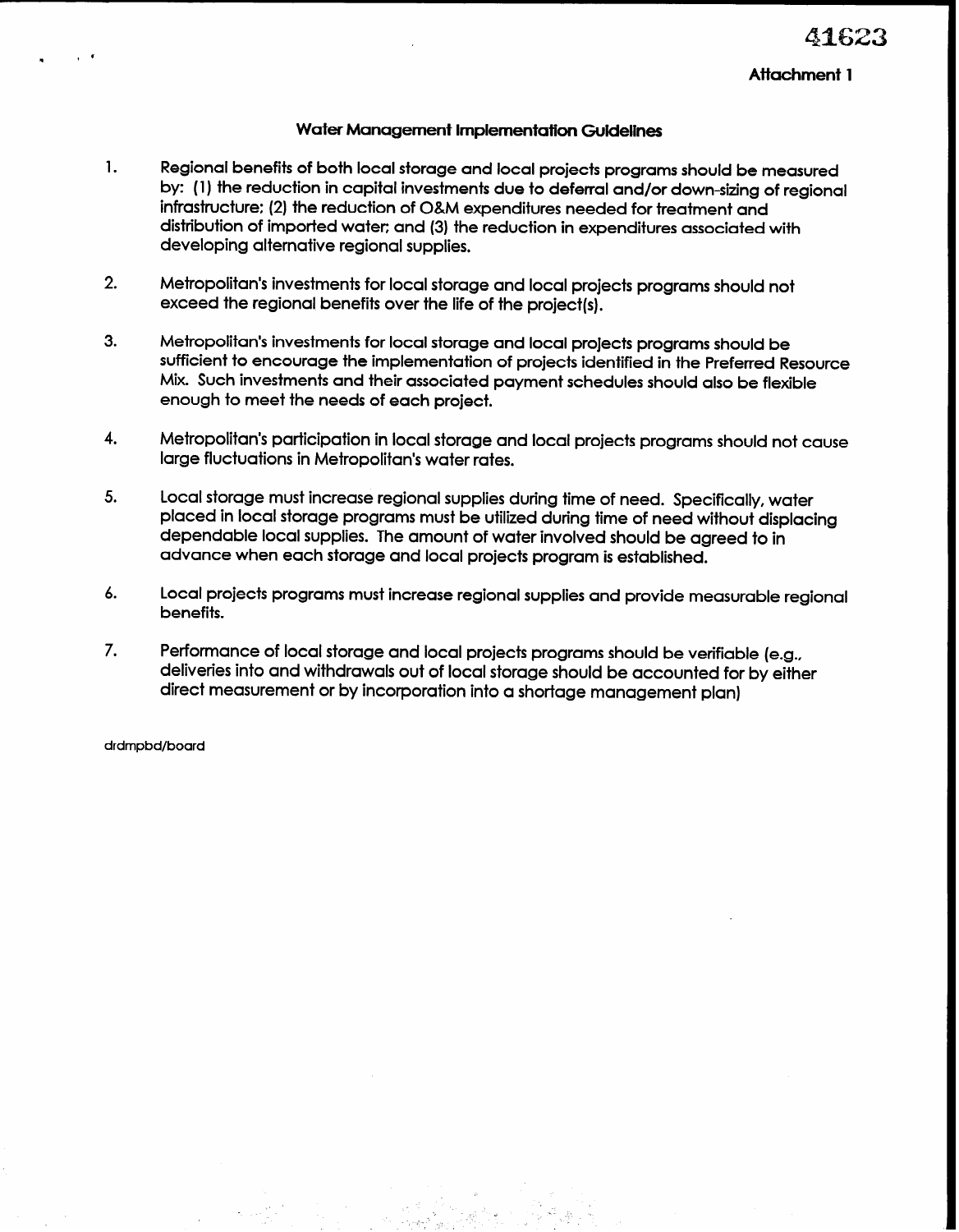41623

**Attachment 1**

## Water Management Implementation Guidelines

1. Regional benefits of both local storage and local projects programs should be measured by: (1) the reduction in capital investments due to deferral and/or down-sizing of regional infrastructure; (2) the reduction of O&M expenditures needed for treatment and distribution of imported water; and (3) the reduction in expenditures associated with developing alternative regional supplies.

2. Metropolitan's investments for local storage and local projects programs should not exceed the regional benefits over the life of the project(s).

3. Metropolitan's investments for local storage and local projects programs should be sufficient to encourage the implementation of projects identified in the Preferred Resource Mix. Such investments and their associated payment schedules should also be flexible enough to meet the needs of each project.

4. Metropolitan's participation in local storage and local projects programs should not cause large fluctuations in Metropolitan's water rates.

5. Local storage must increase regional supplies during time of need. Specifically, water placed in local storage programs must be utilized during time of need without displacing dependable local supplies. The amount of water involved should be agreed to in advance when each storage and local projects program is established.

6. Local projects programs must increase regional supplies and provide measurable regional benefits.

7. Performance of local storage and local projects programs should be verifiable (e.g., deliveries into and withdrawals out of local storage should be accounted for by either direct measurement or by incorporation into a shortage management plan)

drdmpbd/board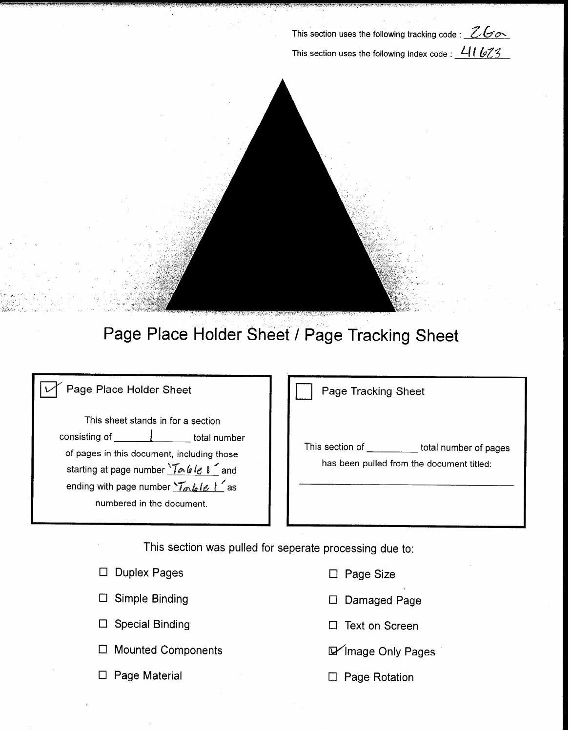This section uses the following tracking code : 2Ga

This section uses the following index code : 41623

# Page Place Holder Sheet / Page Tracking Sheet

☑ Page Place Holder Sheet

This sheet stands in for a section consisting of 1 total number of pages in this document, including those starting at page number 'Table 1' and ending with page number 'Table 1' as numbered in the document.

☐ Page Tracking Sheet

This section of ________ total number of pages has been pulled from the document titled:

________________________________

This section was pulled for seperate processing due to:

- ☐ Duplex Pages
- ☐ Simple Binding
- ☐ Special Binding
- ☐ Mounted Components
- ☐ Page Material
- ☐ Page Size
- ☐ Damaged Page
- ☐ Text on Screen
- ☑ Image Only Pages
- ☐ Page Rotation